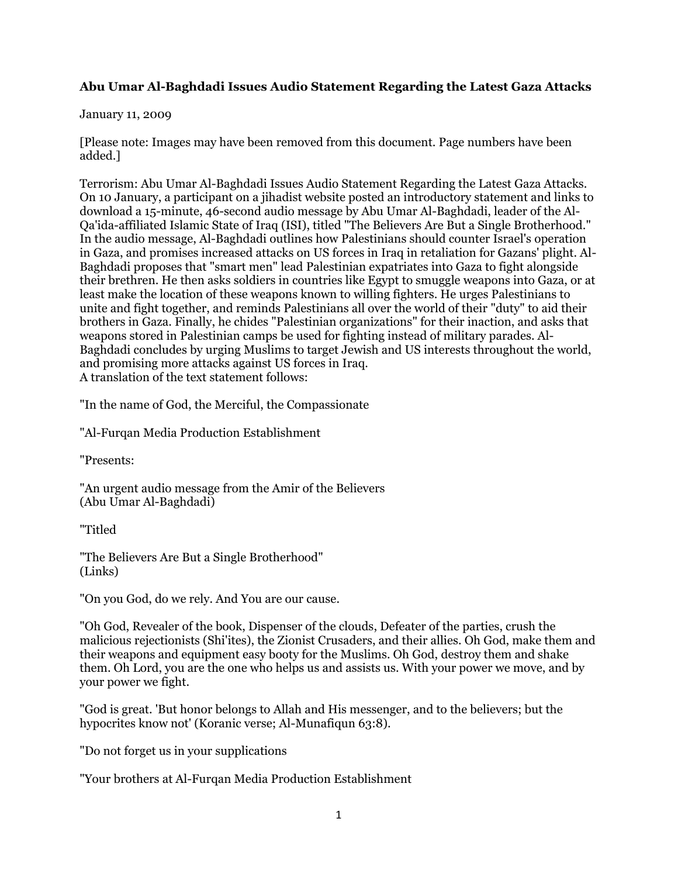**Abu Umar Al-Baghdadi Issues Audio Statement Regarding the Latest Gaza Attacks**

January 11, 2009

[Please note: Images may have been removed from this document. Page numbers have been added.]

Terrorism: Abu Umar Al-Baghdadi Issues Audio Statement Regarding the Latest Gaza Attacks. On 10 January, a participant on a jihadist website posted an introductory statement and links to download a 15-minute, 46-second audio message by Abu Umar Al-Baghdadi, leader of the Al-Qa'ida-affiliated Islamic State of Iraq (ISI), titled "The Believers Are But a Single Brotherhood." In the audio message, Al-Baghdadi outlines how Palestinians should counter Israel's operation in Gaza, and promises increased attacks on US forces in Iraq in retaliation for Gazans' plight. Al-Baghdadi proposes that "smart men" lead Palestinian expatriates into Gaza to fight alongside their brethren. He then asks soldiers in countries like Egypt to smuggle weapons into Gaza, or at least make the location of these weapons known to willing fighters. He urges Palestinians to unite and fight together, and reminds Palestinians all over the world of their "duty" to aid their brothers in Gaza. Finally, he chides "Palestinian organizations" for their inaction, and asks that weapons stored in Palestinian camps be used for fighting instead of military parades. Al-Baghdadi concludes by urging Muslims to target Jewish and US interests throughout the world, and promising more attacks against US forces in Iraq.
A translation of the text statement follows:

"In the name of God, the Merciful, the Compassionate

"Al-Furqan Media Production Establishment

"Presents:

"An urgent audio message from the Amir of the Believers
(Abu Umar Al-Baghdadi)

"Titled

"The Believers Are But a Single Brotherhood"
(Links)

"On you God, do we rely. And You are our cause.

"Oh God, Revealer of the book, Dispenser of the clouds, Defeater of the parties, crush the malicious rejectionists (Shi'ites), the Zionist Crusaders, and their allies. Oh God, make them and their weapons and equipment easy booty for the Muslims. Oh God, destroy them and shake them. Oh Lord, you are the one who helps us and assists us. With your power we move, and by your power we fight.

"God is great. 'But honor belongs to Allah and His messenger, and to the believers; but the hypocrites know not' (Koranic verse; Al-Munafiqun 63:8).

"Do not forget us in your supplications

"Your brothers at Al-Furqan Media Production Establishment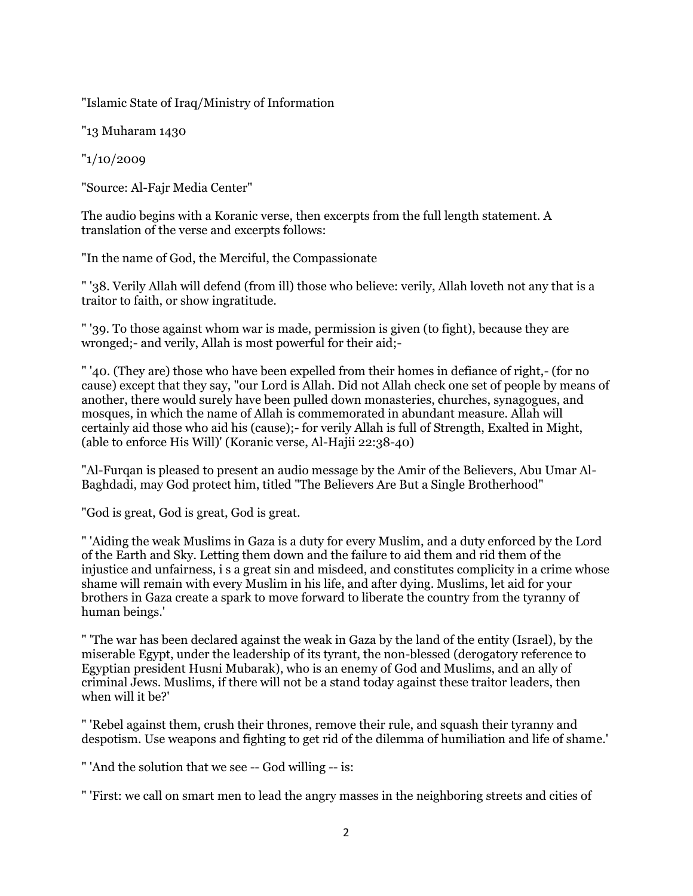"Islamic State of Iraq/Ministry of Information

"13 Muharam 1430

"1/10/2009

"Source: Al-Fajr Media Center"

The audio begins with a Koranic verse, then excerpts from the full length statement. A translation of the verse and excerpts follows:

"In the name of God, the Merciful, the Compassionate

" '38. Verily Allah will defend (from ill) those who believe: verily, Allah loveth not any that is a traitor to faith, or show ingratitude.

" '39. To those against whom war is made, permission is given (to fight), because they are wronged;- and verily, Allah is most powerful for their aid;-

" '40. (They are) those who have been expelled from their homes in defiance of right,- (for no cause) except that they say, "our Lord is Allah. Did not Allah check one set of people by means of another, there would surely have been pulled down monasteries, churches, synagogues, and mosques, in which the name of Allah is commemorated in abundant measure. Allah will certainly aid those who aid his (cause);- for verily Allah is full of Strength, Exalted in Might, (able to enforce His Will)' (Koranic verse, Al-Hajii 22:38-40)

"Al-Furqan is pleased to present an audio message by the Amir of the Believers, Abu Umar Al-Baghdadi, may God protect him, titled "The Believers Are But a Single Brotherhood"

"God is great, God is great, God is great.

" 'Aiding the weak Muslims in Gaza is a duty for every Muslim, and a duty enforced by the Lord of the Earth and Sky. Letting them down and the failure to aid them and rid them of the injustice and unfairness, i s a great sin and misdeed, and constitutes complicity in a crime whose shame will remain with every Muslim in his life, and after dying. Muslims, let aid for your brothers in Gaza create a spark to move forward to liberate the country from the tyranny of human beings.'

" 'The war has been declared against the weak in Gaza by the land of the entity (Israel), by the miserable Egypt, under the leadership of its tyrant, the non-blessed (derogatory reference to Egyptian president Husni Mubarak), who is an enemy of God and Muslims, and an ally of criminal Jews. Muslims, if there will not be a stand today against these traitor leaders, then when will it be?'

" 'Rebel against them, crush their thrones, remove their rule, and squash their tyranny and despotism. Use weapons and fighting to get rid of the dilemma of humiliation and life of shame.'

" 'And the solution that we see -- God willing -- is:

" 'First: we call on smart men to lead the angry masses in the neighboring streets and cities of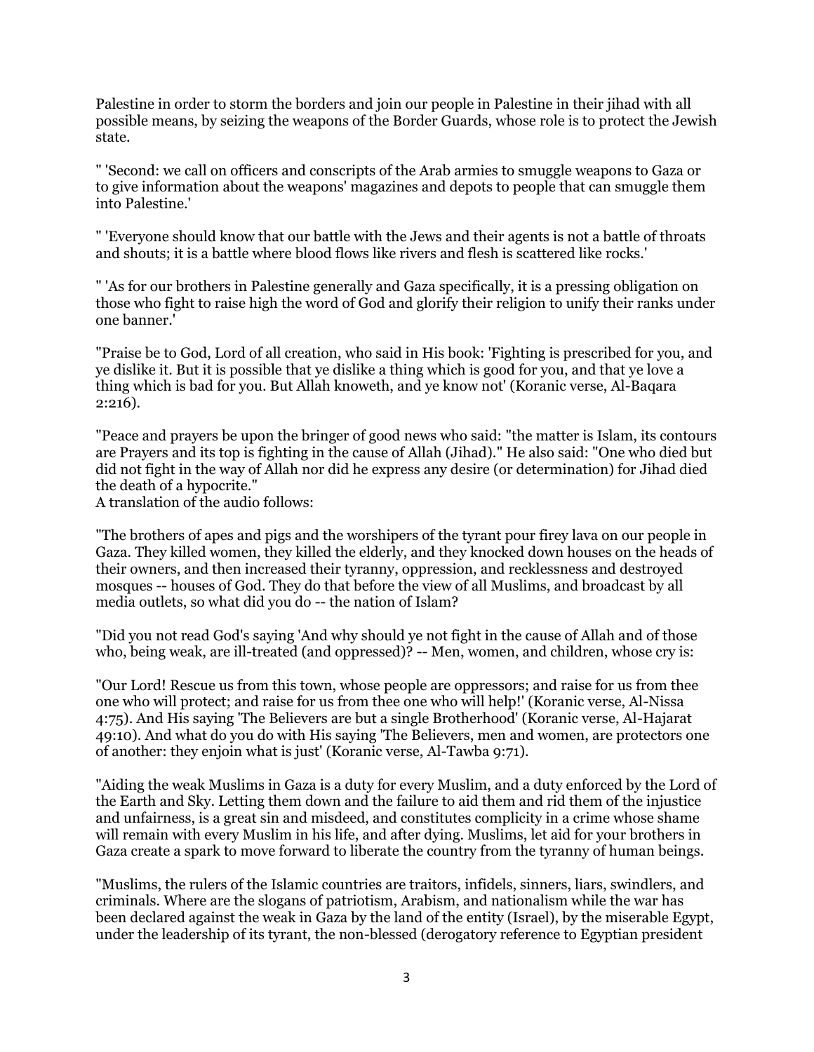Palestine in order to storm the borders and join our people in Palestine in their jihad with all possible means, by seizing the weapons of the Border Guards, whose role is to protect the Jewish state.

" 'Second: we call on officers and conscripts of the Arab armies to smuggle weapons to Gaza or to give information about the weapons' magazines and depots to people that can smuggle them into Palestine.'

" 'Everyone should know that our battle with the Jews and their agents is not a battle of throats and shouts; it is a battle where blood flows like rivers and flesh is scattered like rocks.'

" 'As for our brothers in Palestine generally and Gaza specifically, it is a pressing obligation on those who fight to raise high the word of God and glorify their religion to unify their ranks under one banner.'

"Praise be to God, Lord of all creation, who said in His book: 'Fighting is prescribed for you, and ye dislike it. But it is possible that ye dislike a thing which is good for you, and that ye love a thing which is bad for you. But Allah knoweth, and ye know not' (Koranic verse, Al-Baqara 2:216).

"Peace and prayers be upon the bringer of good news who said: "the matter is Islam, its contours are Prayers and its top is fighting in the cause of Allah (Jihad)." He also said: "One who died but did not fight in the way of Allah nor did he express any desire (or determination) for Jihad died the death of a hypocrite."
A translation of the audio follows:

"The brothers of apes and pigs and the worshipers of the tyrant pour firey lava on our people in Gaza. They killed women, they killed the elderly, and they knocked down houses on the heads of their owners, and then increased their tyranny, oppression, and recklessness and destroyed mosques -- houses of God. They do that before the view of all Muslims, and broadcast by all media outlets, so what did you do -- the nation of Islam?

"Did you not read God's saying 'And why should ye not fight in the cause of Allah and of those who, being weak, are ill-treated (and oppressed)? -- Men, women, and children, whose cry is:

"Our Lord! Rescue us from this town, whose people are oppressors; and raise for us from thee one who will protect; and raise for us from thee one who will help!' (Koranic verse, Al-Nissa 4:75). And His saying 'The Believers are but a single Brotherhood' (Koranic verse, Al-Hajarat 49:10). And what do you do with His saying 'The Believers, men and women, are protectors one of another: they enjoin what is just' (Koranic verse, Al-Tawba 9:71).

"Aiding the weak Muslims in Gaza is a duty for every Muslim, and a duty enforced by the Lord of the Earth and Sky. Letting them down and the failure to aid them and rid them of the injustice and unfairness, is a great sin and misdeed, and constitutes complicity in a crime whose shame will remain with every Muslim in his life, and after dying. Muslims, let aid for your brothers in Gaza create a spark to move forward to liberate the country from the tyranny of human beings.

"Muslims, the rulers of the Islamic countries are traitors, infidels, sinners, liars, swindlers, and criminals. Where are the slogans of patriotism, Arabism, and nationalism while the war has been declared against the weak in Gaza by the land of the entity (Israel), by the miserable Egypt, under the leadership of its tyrant, the non-blessed (derogatory reference to Egyptian president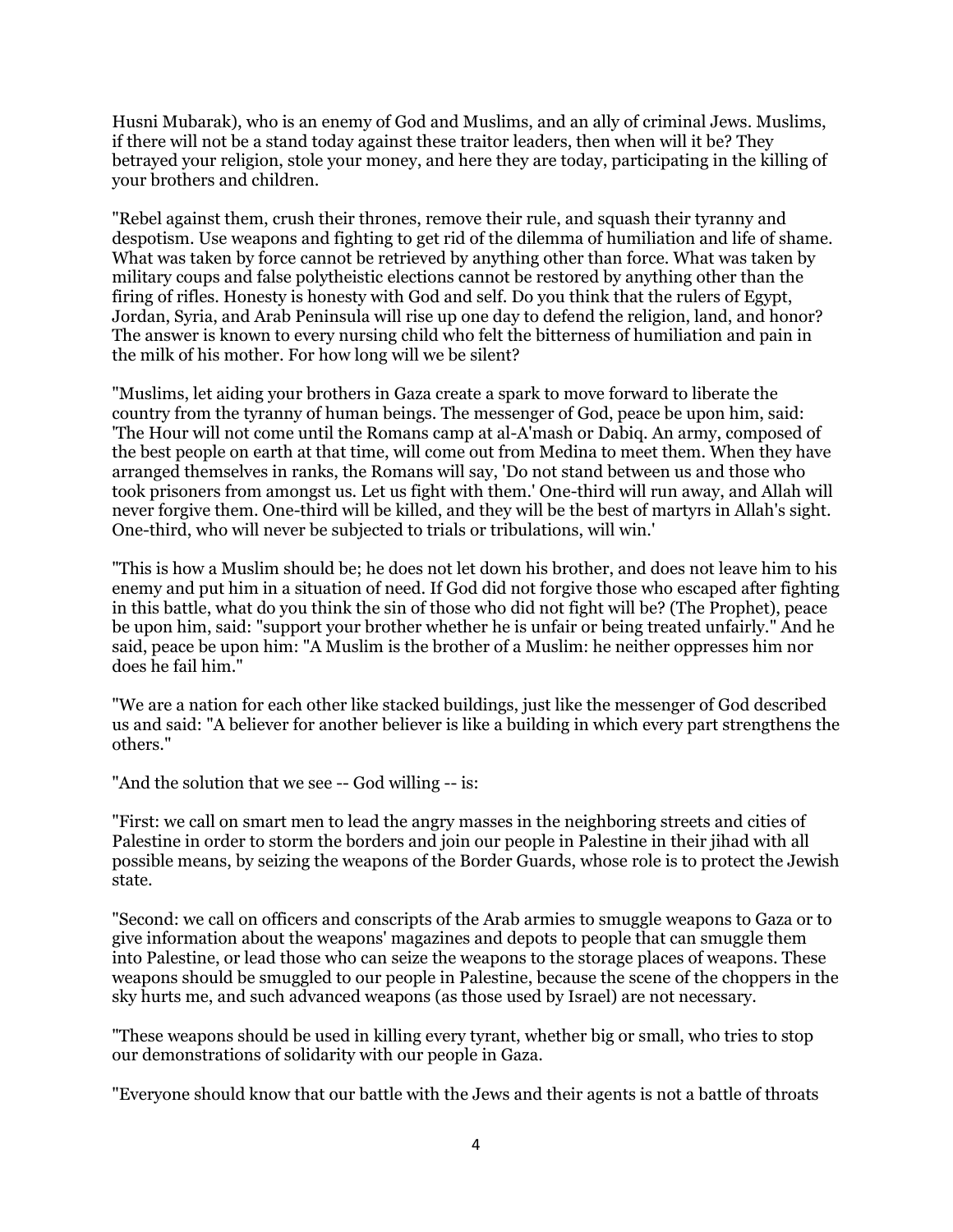Husni Mubarak), who is an enemy of God and Muslims, and an ally of criminal Jews. Muslims, if there will not be a stand today against these traitor leaders, then when will it be? They betrayed your religion, stole your money, and here they are today, participating in the killing of your brothers and children.

"Rebel against them, crush their thrones, remove their rule, and squash their tyranny and despotism. Use weapons and fighting to get rid of the dilemma of humiliation and life of shame. What was taken by force cannot be retrieved by anything other than force. What was taken by military coups and false polytheistic elections cannot be restored by anything other than the firing of rifles. Honesty is honesty with God and self. Do you think that the rulers of Egypt, Jordan, Syria, and Arab Peninsula will rise up one day to defend the religion, land, and honor? The answer is known to every nursing child who felt the bitterness of humiliation and pain in the milk of his mother. For how long will we be silent?

"Muslims, let aiding your brothers in Gaza create a spark to move forward to liberate the country from the tyranny of human beings. The messenger of God, peace be upon him, said: 'The Hour will not come until the Romans camp at al-A'mash or Dabiq. An army, composed of the best people on earth at that time, will come out from Medina to meet them. When they have arranged themselves in ranks, the Romans will say, 'Do not stand between us and those who took prisoners from amongst us. Let us fight with them.' One-third will run away, and Allah will never forgive them. One-third will be killed, and they will be the best of martyrs in Allah's sight. One-third, who will never be subjected to trials or tribulations, will win.'

"This is how a Muslim should be; he does not let down his brother, and does not leave him to his enemy and put him in a situation of need. If God did not forgive those who escaped after fighting in this battle, what do you think the sin of those who did not fight will be? (The Prophet), peace be upon him, said: "support your brother whether he is unfair or being treated unfairly." And he said, peace be upon him: "A Muslim is the brother of a Muslim: he neither oppresses him nor does he fail him."

"We are a nation for each other like stacked buildings, just like the messenger of God described us and said: "A believer for another believer is like a building in which every part strengthens the others."

"And the solution that we see -- God willing -- is:

"First: we call on smart men to lead the angry masses in the neighboring streets and cities of Palestine in order to storm the borders and join our people in Palestine in their jihad with all possible means, by seizing the weapons of the Border Guards, whose role is to protect the Jewish state.

"Second: we call on officers and conscripts of the Arab armies to smuggle weapons to Gaza or to give information about the weapons' magazines and depots to people that can smuggle them into Palestine, or lead those who can seize the weapons to the storage places of weapons. These weapons should be smuggled to our people in Palestine, because the scene of the choppers in the sky hurts me, and such advanced weapons (as those used by Israel) are not necessary.

"These weapons should be used in killing every tyrant, whether big or small, who tries to stop our demonstrations of solidarity with our people in Gaza.

"Everyone should know that our battle with the Jews and their agents is not a battle of throats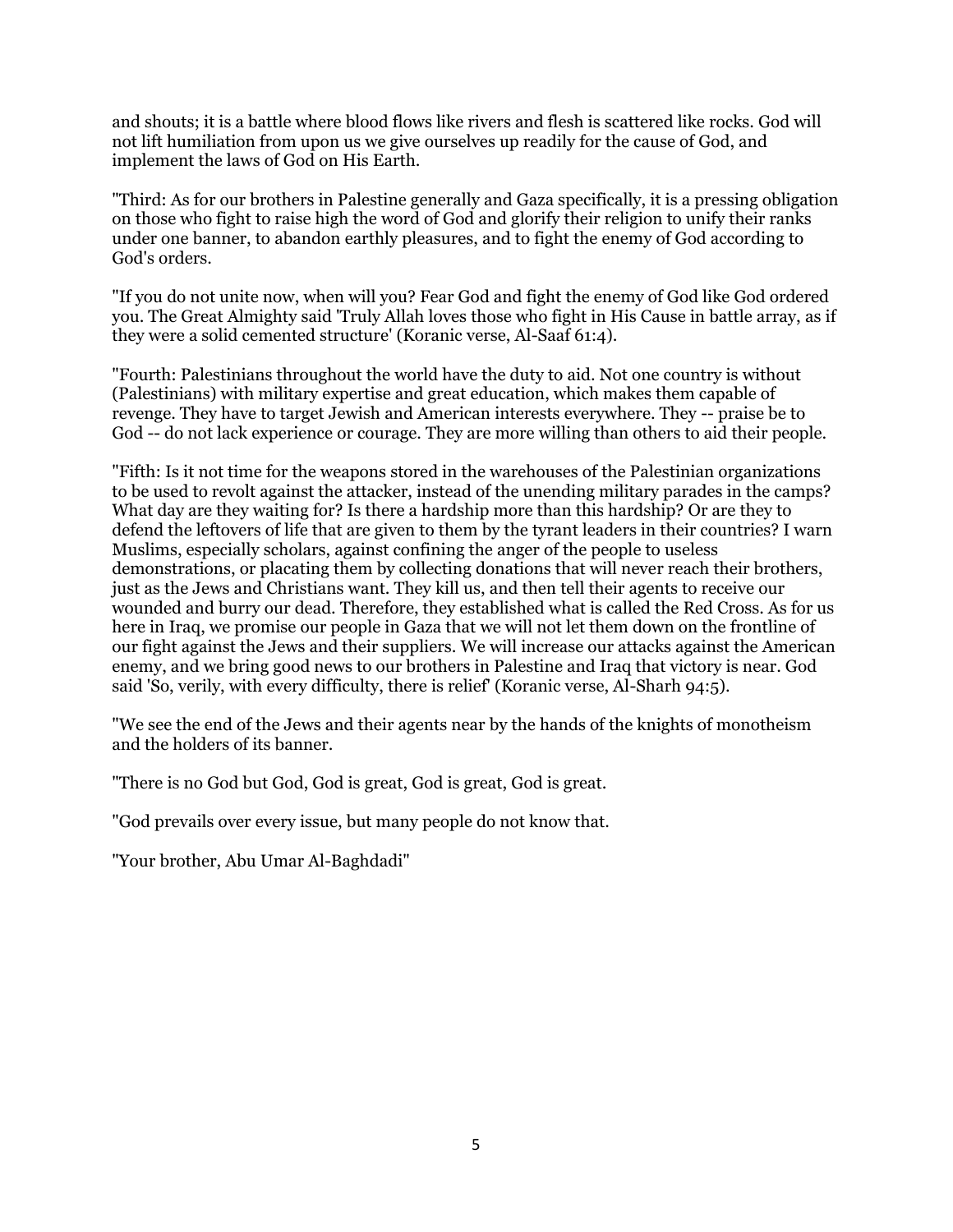and shouts; it is a battle where blood flows like rivers and flesh is scattered like rocks. God will not lift humiliation from upon us we give ourselves up readily for the cause of God, and implement the laws of God on His Earth.

"Third: As for our brothers in Palestine generally and Gaza specifically, it is a pressing obligation on those who fight to raise high the word of God and glorify their religion to unify their ranks under one banner, to abandon earthly pleasures, and to fight the enemy of God according to God's orders.

"If you do not unite now, when will you? Fear God and fight the enemy of God like God ordered you. The Great Almighty said 'Truly Allah loves those who fight in His Cause in battle array, as if they were a solid cemented structure' (Koranic verse, Al-Saaf 61:4).

"Fourth: Palestinians throughout the world have the duty to aid. Not one country is without (Palestinians) with military expertise and great education, which makes them capable of revenge. They have to target Jewish and American interests everywhere. They -- praise be to God -- do not lack experience or courage. They are more willing than others to aid their people.

"Fifth: Is it not time for the weapons stored in the warehouses of the Palestinian organizations to be used to revolt against the attacker, instead of the unending military parades in the camps? What day are they waiting for? Is there a hardship more than this hardship? Or are they to defend the leftovers of life that are given to them by the tyrant leaders in their countries? I warn Muslims, especially scholars, against confining the anger of the people to useless demonstrations, or placating them by collecting donations that will never reach their brothers, just as the Jews and Christians want. They kill us, and then tell their agents to receive our wounded and burry our dead. Therefore, they established what is called the Red Cross. As for us here in Iraq, we promise our people in Gaza that we will not let them down on the frontline of our fight against the Jews and their suppliers. We will increase our attacks against the American enemy, and we bring good news to our brothers in Palestine and Iraq that victory is near. God said 'So, verily, with every difficulty, there is relief' (Koranic verse, Al-Sharh 94:5).

"We see the end of the Jews and their agents near by the hands of the knights of monotheism and the holders of its banner.

"There is no God but God, God is great, God is great, God is great.

"God prevails over every issue, but many people do not know that.

"Your brother, Abu Umar Al-Baghdadi"